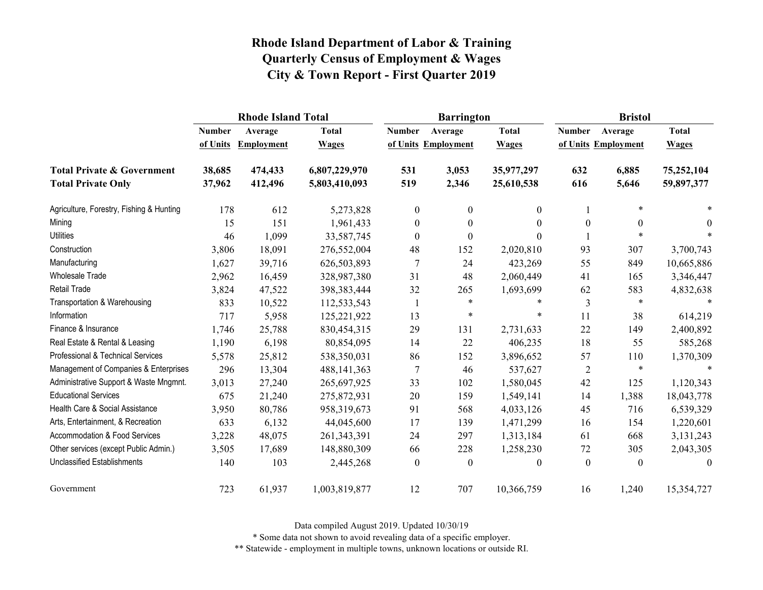# Rhode Island Department of Labor & Training
# Quarterly Census of Employment & Wages
# City & Town Report - First Quarter 2019

| | Rhode Island Total | | | Barrington | | | Bristol | | |
|---|---|---|---|---|---|---|---|---|---|
| | Number of Units | Average Employment | Total Wages | Number of Units | Average Employment | Total Wages | Number of Units | Average Employment | Total Wages |
| **Total Private & Government** | **38,685** | **474,433** | **6,807,229,970** | **531** | **3,053** | **35,977,297** | **632** | **6,885** | **75,252,104** |
| **Total Private Only** | **37,962** | **412,496** | **5,803,410,093** | **519** | **2,346** | **25,610,538** | **616** | **5,646** | **59,897,377** |
| Agriculture, Forestry, Fishing & Hunting | 178 | 612 | 5,273,828 | 0 | 0 | 0 | 1 | * | * |
| Mining | 15 | 151 | 1,961,433 | 0 | 0 | 0 | 0 | 0 | 0 |
| Utilities | 46 | 1,099 | 33,587,745 | 0 | 0 | 0 | 1 | * | * |
| Construction | 3,806 | 18,091 | 276,552,004 | 48 | 152 | 2,020,810 | 93 | 307 | 3,700,743 |
| Manufacturing | 1,627 | 39,716 | 626,503,893 | 7 | 24 | 423,269 | 55 | 849 | 10,665,886 |
| Wholesale Trade | 2,962 | 16,459 | 328,987,380 | 31 | 48 | 2,060,449 | 41 | 165 | 3,346,447 |
| Retail Trade | 3,824 | 47,522 | 398,383,444 | 32 | 265 | 1,693,699 | 62 | 583 | 4,832,638 |
| Transportation & Warehousing | 833 | 10,522 | 112,533,543 | 1 | * | * | 3 | * | * |
| Information | 717 | 5,958 | 125,221,922 | 13 | * | * | 11 | 38 | 614,219 |
| Finance & Insurance | 1,746 | 25,788 | 830,454,315 | 29 | 131 | 2,731,633 | 22 | 149 | 2,400,892 |
| Real Estate & Rental & Leasing | 1,190 | 6,198 | 80,854,095 | 14 | 22 | 406,235 | 18 | 55 | 585,268 |
| Professional & Technical Services | 5,578 | 25,812 | 538,350,031 | 86 | 152 | 3,896,652 | 57 | 110 | 1,370,309 |
| Management of Companies & Enterprises | 296 | 13,304 | 488,141,363 | 7 | 46 | 537,627 | 2 | * | * |
| Administrative Support & Waste Mngmnt. | 3,013 | 27,240 | 265,697,925 | 33 | 102 | 1,580,045 | 42 | 125 | 1,120,343 |
| Educational Services | 675 | 21,240 | 275,872,931 | 20 | 159 | 1,549,141 | 14 | 1,388 | 18,043,778 |
| Health Care & Social Assistance | 3,950 | 80,786 | 958,319,673 | 91 | 568 | 4,033,126 | 45 | 716 | 6,539,329 |
| Arts, Entertainment, & Recreation | 633 | 6,132 | 44,045,600 | 17 | 139 | 1,471,299 | 16 | 154 | 1,220,601 |
| Accommodation & Food Services | 3,228 | 48,075 | 261,343,391 | 24 | 297 | 1,313,184 | 61 | 668 | 3,131,243 |
| Other services (except Public Admin.) | 3,505 | 17,689 | 148,880,309 | 66 | 228 | 1,258,230 | 72 | 305 | 2,043,305 |
| Unclassified Establishments | 140 | 103 | 2,445,268 | 0 | 0 | 0 | 0 | 0 | 0 |
| Government | 723 | 61,937 | 1,003,819,877 | 12 | 707 | 10,366,759 | 16 | 1,240 | 15,354,727 |

Data compiled August 2019. Updated 10/30/19

* Some data not shown to avoid revealing data of a specific employer.

** Statewide - employment in multiple towns, unknown locations or outside RI.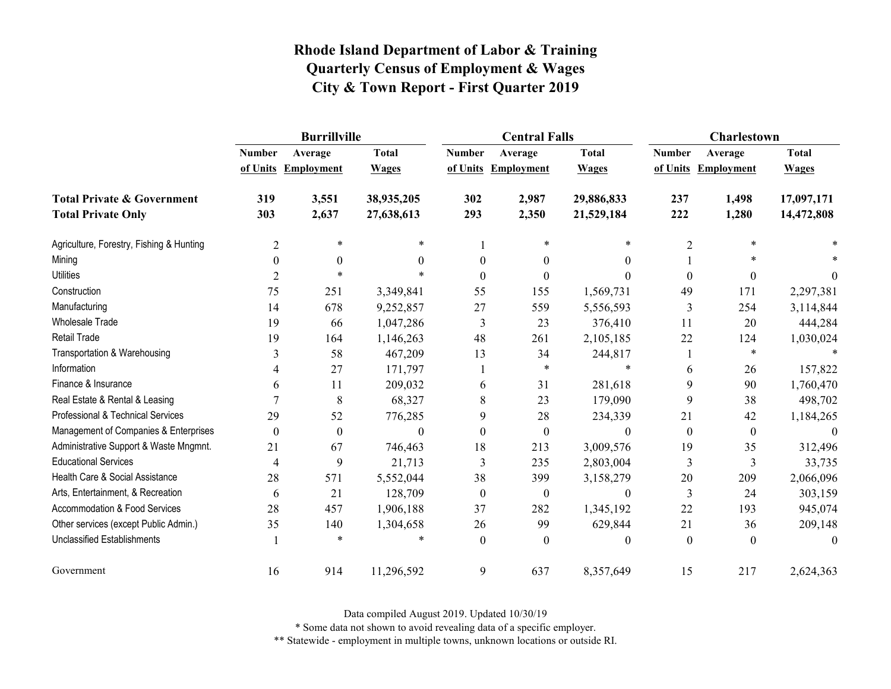# Rhode Island Department of Labor & Training
## Quarterly Census of Employment & Wages
## City & Town Report - First Quarter 2019

| | Burrillville | | | Central Falls | | | Charlestown | | |
|---|---|---|---|---|---|---|---|---|---|
| | Number of Units | Average Employment | Total Wages | Number of Units | Average Employment | Total Wages | Number of Units | Average Employment | Total Wages |
| **Total Private & Government** | **319** | **3,551** | **38,935,205** | **302** | **2,987** | **29,886,833** | **237** | **1,498** | **17,097,171** |
| **Total Private Only** | **303** | **2,637** | **27,638,613** | **293** | **2,350** | **21,529,184** | **222** | **1,280** | **14,472,808** |
| Agriculture, Forestry, Fishing & Hunting | 2 | * | * | 1 | * | * | 2 | * | * |
| Mining | 0 | 0 | 0 | 0 | 0 | 0 | 1 | * | * |
| Utilities | 2 | * | * | 0 | 0 | 0 | 0 | 0 | 0 |
| Construction | 75 | 251 | 3,349,841 | 55 | 155 | 1,569,731 | 49 | 171 | 2,297,381 |
| Manufacturing | 14 | 678 | 9,252,857 | 27 | 559 | 5,556,593 | 3 | 254 | 3,114,844 |
| Wholesale Trade | 19 | 66 | 1,047,286 | 3 | 23 | 376,410 | 11 | 20 | 444,284 |
| Retail Trade | 19 | 164 | 1,146,263 | 48 | 261 | 2,105,185 | 22 | 124 | 1,030,024 |
| Transportation & Warehousing | 3 | 58 | 467,209 | 13 | 34 | 244,817 | 1 | * | * |
| Information | 4 | 27 | 171,797 | 1 | * | * | 6 | 26 | 157,822 |
| Finance & Insurance | 6 | 11 | 209,032 | 6 | 31 | 281,618 | 9 | 90 | 1,760,470 |
| Real Estate & Rental & Leasing | 7 | 8 | 68,327 | 8 | 23 | 179,090 | 9 | 38 | 498,702 |
| Professional & Technical Services | 29 | 52 | 776,285 | 9 | 28 | 234,339 | 21 | 42 | 1,184,265 |
| Management of Companies & Enterprises | 0 | 0 | 0 | 0 | 0 | 0 | 0 | 0 | 0 |
| Administrative Support & Waste Mngmnt. | 21 | 67 | 746,463 | 18 | 213 | 3,009,576 | 19 | 35 | 312,496 |
| Educational Services | 4 | 9 | 21,713 | 3 | 235 | 2,803,004 | 3 | 3 | 33,735 |
| Health Care & Social Assistance | 28 | 571 | 5,552,044 | 38 | 399 | 3,158,279 | 20 | 209 | 2,066,096 |
| Arts, Entertainment, & Recreation | 6 | 21 | 128,709 | 0 | 0 | 0 | 3 | 24 | 303,159 |
| Accommodation & Food Services | 28 | 457 | 1,906,188 | 37 | 282 | 1,345,192 | 22 | 193 | 945,074 |
| Other services (except Public Admin.) | 35 | 140 | 1,304,658 | 26 | 99 | 629,844 | 21 | 36 | 209,148 |
| Unclassified Establishments | 1 | * | * | 0 | 0 | 0 | 0 | 0 | 0 |
| Government | 16 | 914 | 11,296,592 | 9 | 637 | 8,357,649 | 15 | 217 | 2,624,363 |

Data compiled August 2019. Updated 10/30/19

* Some data not shown to avoid revealing data of a specific employer.

** Statewide - employment in multiple towns, unknown locations or outside RI.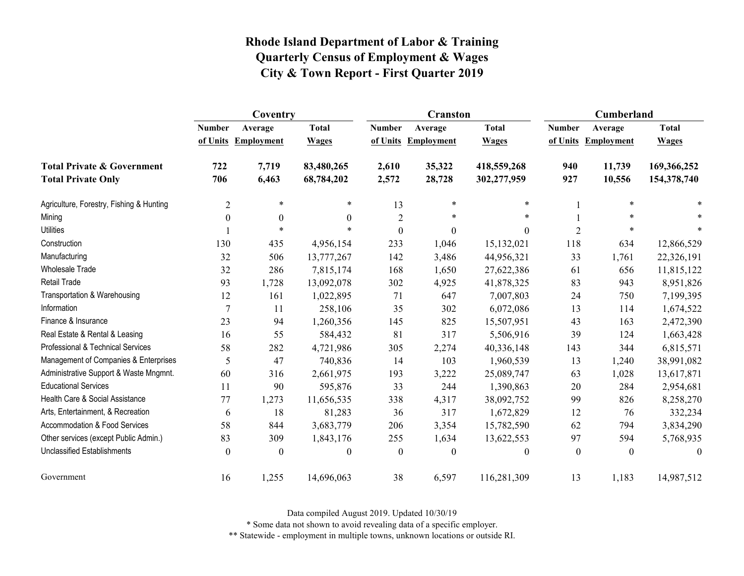# Rhode Island Department of Labor & Training
## Quarterly Census of Employment & Wages
## City & Town Report - First Quarter 2019

| | Coventry | | | Cranston | | | Cumberland | | |
|---|---|---|---|---|---|---|---|---|---|
| | Number of Units | Average Employment | Total Wages | Number of Units | Average Employment | Total Wages | Number of Units | Average Employment | Total Wages |
| **Total Private & Government** | **722** | **7,719** | **83,480,265** | **2,610** | **35,322** | **418,559,268** | **940** | **11,739** | **169,366,252** |
| **Total Private Only** | **706** | **6,463** | **68,784,202** | **2,572** | **28,728** | **302,277,959** | **927** | **10,556** | **154,378,740** |
| Agriculture, Forestry, Fishing & Hunting | 2 | * | * | 13 | * | * | 1 | * | * |
| Mining | 0 | 0 | 0 | 2 | * | * | 1 | * | * |
| Utilities | 1 | * | * | 0 | 0 | 0 | 2 | * | * |
| Construction | 130 | 435 | 4,956,154 | 233 | 1,046 | 15,132,021 | 118 | 634 | 12,866,529 |
| Manufacturing | 32 | 506 | 13,777,267 | 142 | 3,486 | 44,956,321 | 33 | 1,761 | 22,326,191 |
| Wholesale Trade | 32 | 286 | 7,815,174 | 168 | 1,650 | 27,622,386 | 61 | 656 | 11,815,122 |
| Retail Trade | 93 | 1,728 | 13,092,078 | 302 | 4,925 | 41,878,325 | 83 | 943 | 8,951,826 |
| Transportation & Warehousing | 12 | 161 | 1,022,895 | 71 | 647 | 7,007,803 | 24 | 750 | 7,199,395 |
| Information | 7 | 11 | 258,106 | 35 | 302 | 6,072,086 | 13 | 114 | 1,674,522 |
| Finance & Insurance | 23 | 94 | 1,260,356 | 145 | 825 | 15,507,951 | 43 | 163 | 2,472,390 |
| Real Estate & Rental & Leasing | 16 | 55 | 584,432 | 81 | 317 | 5,506,916 | 39 | 124 | 1,663,428 |
| Professional & Technical Services | 58 | 282 | 4,721,986 | 305 | 2,274 | 40,336,148 | 143 | 344 | 6,815,571 |
| Management of Companies & Enterprises | 5 | 47 | 740,836 | 14 | 103 | 1,960,539 | 13 | 1,240 | 38,991,082 |
| Administrative Support & Waste Mngmnt. | 60 | 316 | 2,661,975 | 193 | 3,222 | 25,089,747 | 63 | 1,028 | 13,617,871 |
| Educational Services | 11 | 90 | 595,876 | 33 | 244 | 1,390,863 | 20 | 284 | 2,954,681 |
| Health Care & Social Assistance | 77 | 1,273 | 11,656,535 | 338 | 4,317 | 38,092,752 | 99 | 826 | 8,258,270 |
| Arts, Entertainment, & Recreation | 6 | 18 | 81,283 | 36 | 317 | 1,672,829 | 12 | 76 | 332,234 |
| Accommodation & Food Services | 58 | 844 | 3,683,779 | 206 | 3,354 | 15,782,590 | 62 | 794 | 3,834,290 |
| Other services (except Public Admin.) | 83 | 309 | 1,843,176 | 255 | 1,634 | 13,622,553 | 97 | 594 | 5,768,935 |
| Unclassified Establishments | 0 | 0 | 0 | 0 | 0 | 0 | 0 | 0 | 0 |
| Government | 16 | 1,255 | 14,696,063 | 38 | 6,597 | 116,281,309 | 13 | 1,183 | 14,987,512 |

Data compiled August 2019. Updated 10/30/19

* Some data not shown to avoid revealing data of a specific employer.

** Statewide - employment in multiple towns, unknown locations or outside RI.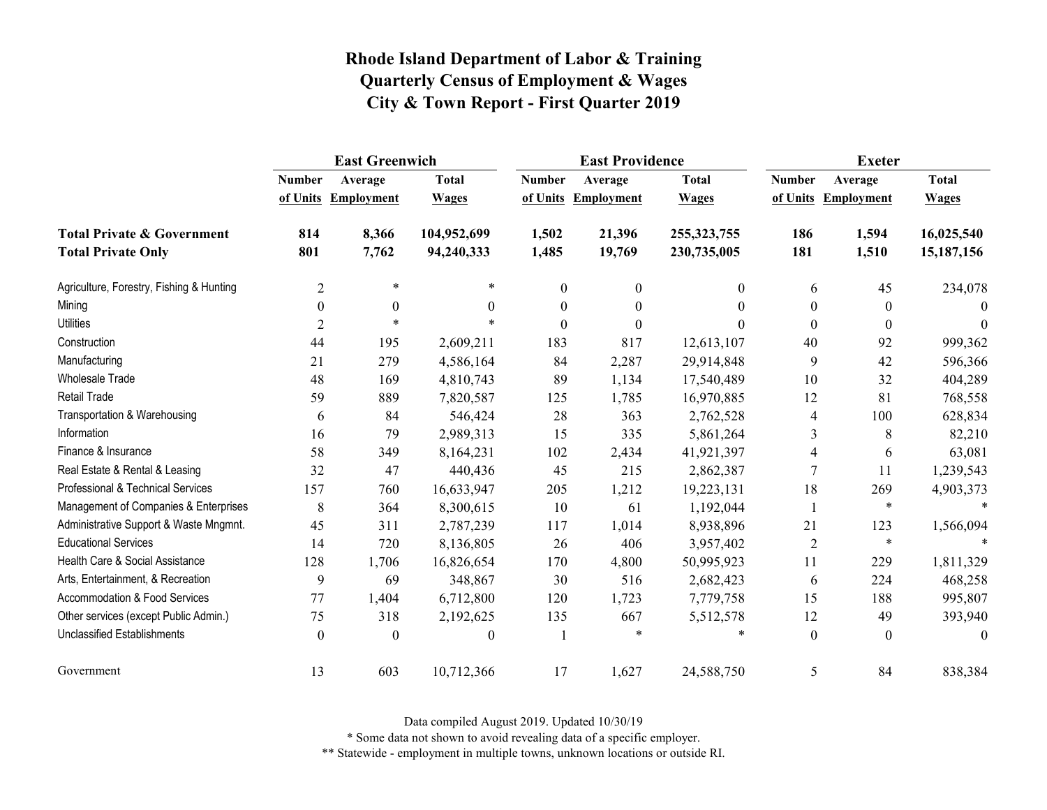# Rhode Island Department of Labor & Training
# Quarterly Census of Employment & Wages
# City & Town Report - First Quarter 2019

| | East Greenwich | | | East Providence | | | Exeter | | |
|---|---|---|---|---|---|---|---|---|---|
| | Number of Units | Average Employment | Total Wages | Number of Units | Average Employment | Total Wages | Number of Units | Average Employment | Total Wages |
| **Total Private & Government** | **814** | **8,366** | **104,952,699** | **1,502** | **21,396** | **255,323,755** | **186** | **1,594** | **16,025,540** |
| **Total Private Only** | **801** | **7,762** | **94,240,333** | **1,485** | **19,769** | **230,735,005** | **181** | **1,510** | **15,187,156** |
| Agriculture, Forestry, Fishing & Hunting | 2 | * | * | 0 | 0 | 0 | 6 | 45 | 234,078 |
| Mining | 0 | 0 | 0 | 0 | 0 | 0 | 0 | 0 | 0 |
| Utilities | 2 | * | * | 0 | 0 | 0 | 0 | 0 | 0 |
| Construction | 44 | 195 | 2,609,211 | 183 | 817 | 12,613,107 | 40 | 92 | 999,362 |
| Manufacturing | 21 | 279 | 4,586,164 | 84 | 2,287 | 29,914,848 | 9 | 42 | 596,366 |
| Wholesale Trade | 48 | 169 | 4,810,743 | 89 | 1,134 | 17,540,489 | 10 | 32 | 404,289 |
| Retail Trade | 59 | 889 | 7,820,587 | 125 | 1,785 | 16,970,885 | 12 | 81 | 768,558 |
| Transportation & Warehousing | 6 | 84 | 546,424 | 28 | 363 | 2,762,528 | 4 | 100 | 628,834 |
| Information | 16 | 79 | 2,989,313 | 15 | 335 | 5,861,264 | 3 | 8 | 82,210 |
| Finance & Insurance | 58 | 349 | 8,164,231 | 102 | 2,434 | 41,921,397 | 4 | 6 | 63,081 |
| Real Estate & Rental & Leasing | 32 | 47 | 440,436 | 45 | 215 | 2,862,387 | 7 | 11 | 1,239,543 |
| Professional & Technical Services | 157 | 760 | 16,633,947 | 205 | 1,212 | 19,223,131 | 18 | 269 | 4,903,373 |
| Management of Companies & Enterprises | 8 | 364 | 8,300,615 | 10 | 61 | 1,192,044 | 1 | * | * |
| Administrative Support & Waste Mngmnt. | 45 | 311 | 2,787,239 | 117 | 1,014 | 8,938,896 | 21 | 123 | 1,566,094 |
| Educational Services | 14 | 720 | 8,136,805 | 26 | 406 | 3,957,402 | 2 | * | * |
| Health Care & Social Assistance | 128 | 1,706 | 16,826,654 | 170 | 4,800 | 50,995,923 | 11 | 229 | 1,811,329 |
| Arts, Entertainment, & Recreation | 9 | 69 | 348,867 | 30 | 516 | 2,682,423 | 6 | 224 | 468,258 |
| Accommodation & Food Services | 77 | 1,404 | 6,712,800 | 120 | 1,723 | 7,779,758 | 15 | 188 | 995,807 |
| Other services (except Public Admin.) | 75 | 318 | 2,192,625 | 135 | 667 | 5,512,578 | 12 | 49 | 393,940 |
| Unclassified Establishments | 0 | 0 | 0 | 1 | * | * | 0 | 0 | 0 |
| Government | 13 | 603 | 10,712,366 | 17 | 1,627 | 24,588,750 | 5 | 84 | 838,384 |

Data compiled August 2019. Updated 10/30/19

* Some data not shown to avoid revealing data of a specific employer.

** Statewide - employment in multiple towns, unknown locations or outside RI.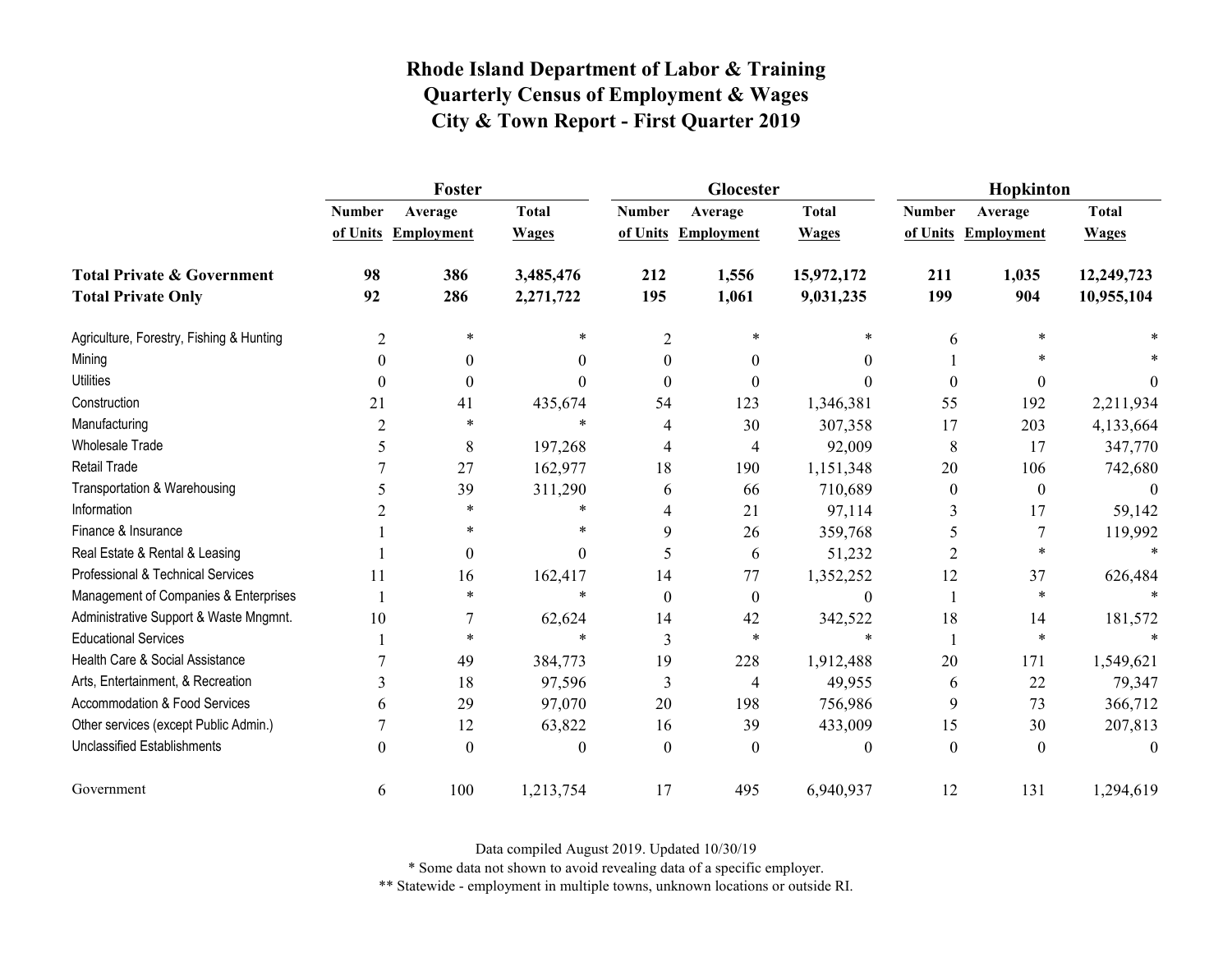# Rhode Island Department of Labor & Training
## Quarterly Census of Employment & Wages
## City & Town Report - First Quarter 2019

| | Foster | | | Glocester | | | Hopkinton | | |
|---|---|---|---|---|---|---|---|---|---|
| | Number of Units | Average Employment | Total Wages | Number of Units | Average Employment | Total Wages | Number of Units | Average Employment | Total Wages |
| **Total Private & Government** | **98** | **386** | **3,485,476** | **212** | **1,556** | **15,972,172** | **211** | **1,035** | **12,249,723** |
| **Total Private Only** | **92** | **286** | **2,271,722** | **195** | **1,061** | **9,031,235** | **199** | **904** | **10,955,104** |
| Agriculture, Forestry, Fishing & Hunting | 2 | * | * | 2 | * | * | 6 | * | * |
| Mining | 0 | 0 | 0 | 0 | 0 | 0 | 1 | * | * |
| Utilities | 0 | 0 | 0 | 0 | 0 | 0 | 0 | 0 | 0 |
| Construction | 21 | 41 | 435,674 | 54 | 123 | 1,346,381 | 55 | 192 | 2,211,934 |
| Manufacturing | 2 | * | * | 4 | 30 | 307,358 | 17 | 203 | 4,133,664 |
| Wholesale Trade | 5 | 8 | 197,268 | 4 | 4 | 92,009 | 8 | 17 | 347,770 |
| Retail Trade | 7 | 27 | 162,977 | 18 | 190 | 1,151,348 | 20 | 106 | 742,680 |
| Transportation & Warehousing | 5 | 39 | 311,290 | 6 | 66 | 710,689 | 0 | 0 | 0 |
| Information | 2 | * | * | 4 | 21 | 97,114 | 3 | 17 | 59,142 |
| Finance & Insurance | 1 | * | * | 9 | 26 | 359,768 | 5 | 7 | 119,992 |
| Real Estate & Rental & Leasing | 1 | 0 | 0 | 5 | 6 | 51,232 | 2 | * | * |
| Professional & Technical Services | 11 | 16 | 162,417 | 14 | 77 | 1,352,252 | 12 | 37 | 626,484 |
| Management of Companies & Enterprises | 1 | * | * | 0 | 0 | 0 | 1 | * | * |
| Administrative Support & Waste Mngmnt. | 10 | 7 | 62,624 | 14 | 42 | 342,522 | 18 | 14 | 181,572 |
| Educational Services | 1 | * | * | 3 | * | * | 1 | * | * |
| Health Care & Social Assistance | 7 | 49 | 384,773 | 19 | 228 | 1,912,488 | 20 | 171 | 1,549,621 |
| Arts, Entertainment, & Recreation | 3 | 18 | 97,596 | 3 | 4 | 49,955 | 6 | 22 | 79,347 |
| Accommodation & Food Services | 6 | 29 | 97,070 | 20 | 198 | 756,986 | 9 | 73 | 366,712 |
| Other services (except Public Admin.) | 7 | 12 | 63,822 | 16 | 39 | 433,009 | 15 | 30 | 207,813 |
| Unclassified Establishments | 0 | 0 | 0 | 0 | 0 | 0 | 0 | 0 | 0 |
| Government | 6 | 100 | 1,213,754 | 17 | 495 | 6,940,937 | 12 | 131 | 1,294,619 |

Data compiled August 2019. Updated 10/30/19

* Some data not shown to avoid revealing data of a specific employer.

** Statewide - employment in multiple towns, unknown locations or outside RI.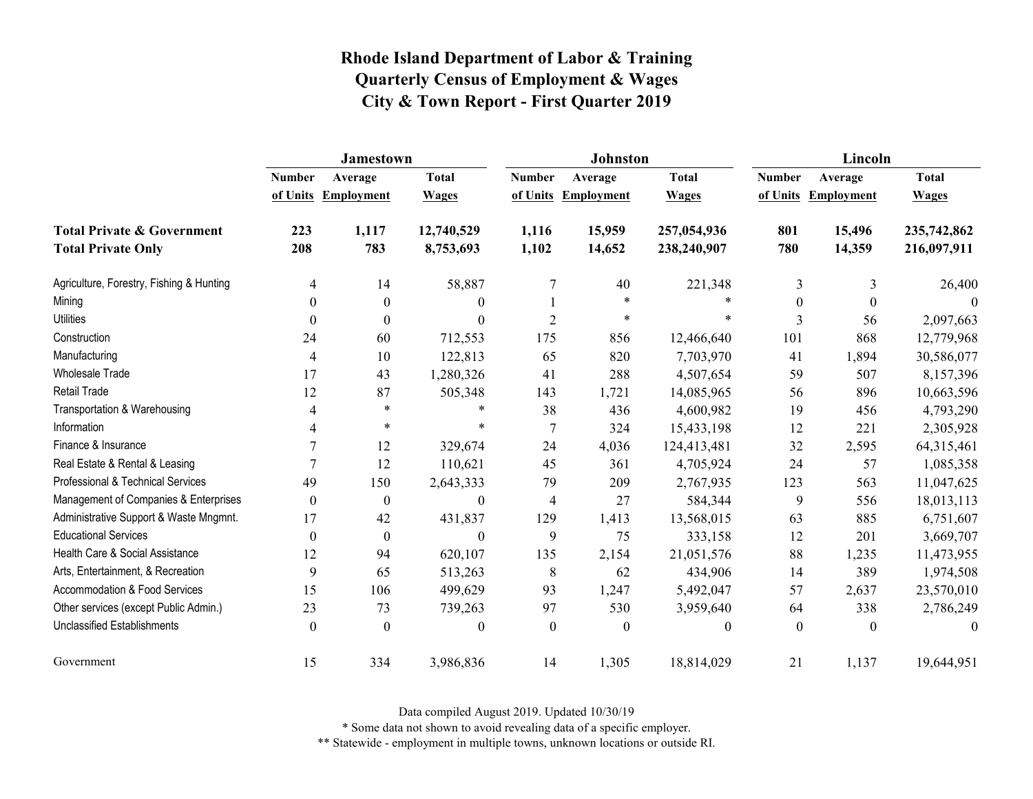# Rhode Island Department of Labor & Training
# Quarterly Census of Employment & Wages
# City & Town Report - First Quarter 2019

| | Jamestown | | | Johnston | | | Lincoln | | |
|---|---|---|---|---|---|---|---|---|---|
| | Number of Units | Average Employment | Total Wages | Number of Units | Average Employment | Total Wages | Number of Units | Average Employment | Total Wages |
| **Total Private & Government** | **223** | **1,117** | **12,740,529** | **1,116** | **15,959** | **257,054,936** | **801** | **15,496** | **235,742,862** |
| **Total Private Only** | **208** | **783** | **8,753,693** | **1,102** | **14,652** | **238,240,907** | **780** | **14,359** | **216,097,911** |
| Agriculture, Forestry, Fishing & Hunting | 4 | 14 | 58,887 | 7 | 40 | 221,348 | 3 | 3 | 26,400 |
| Mining | 0 | 0 | 0 | 1 | * | * | 0 | 0 | 0 |
| Utilities | 0 | 0 | 0 | 2 | * | * | 3 | 56 | 2,097,663 |
| Construction | 24 | 60 | 712,553 | 175 | 856 | 12,466,640 | 101 | 868 | 12,779,968 |
| Manufacturing | 4 | 10 | 122,813 | 65 | 820 | 7,703,970 | 41 | 1,894 | 30,586,077 |
| Wholesale Trade | 17 | 43 | 1,280,326 | 41 | 288 | 4,507,654 | 59 | 507 | 8,157,396 |
| Retail Trade | 12 | 87 | 505,348 | 143 | 1,721 | 14,085,965 | 56 | 896 | 10,663,596 |
| Transportation & Warehousing | 4 | * | * | 38 | 436 | 4,600,982 | 19 | 456 | 4,793,290 |
| Information | 4 | * | * | 7 | 324 | 15,433,198 | 12 | 221 | 2,305,928 |
| Finance & Insurance | 7 | 12 | 329,674 | 24 | 4,036 | 124,413,481 | 32 | 2,595 | 64,315,461 |
| Real Estate & Rental & Leasing | 7 | 12 | 110,621 | 45 | 361 | 4,705,924 | 24 | 57 | 1,085,358 |
| Professional & Technical Services | 49 | 150 | 2,643,333 | 79 | 209 | 2,767,935 | 123 | 563 | 11,047,625 |
| Management of Companies & Enterprises | 0 | 0 | 0 | 4 | 27 | 584,344 | 9 | 556 | 18,013,113 |
| Administrative Support & Waste Mngmnt. | 17 | 42 | 431,837 | 129 | 1,413 | 13,568,015 | 63 | 885 | 6,751,607 |
| Educational Services | 0 | 0 | 0 | 9 | 75 | 333,158 | 12 | 201 | 3,669,707 |
| Health Care & Social Assistance | 12 | 94 | 620,107 | 135 | 2,154 | 21,051,576 | 88 | 1,235 | 11,473,955 |
| Arts, Entertainment, & Recreation | 9 | 65 | 513,263 | 8 | 62 | 434,906 | 14 | 389 | 1,974,508 |
| Accommodation & Food Services | 15 | 106 | 499,629 | 93 | 1,247 | 5,492,047 | 57 | 2,637 | 23,570,010 |
| Other services (except Public Admin.) | 23 | 73 | 739,263 | 97 | 530 | 3,959,640 | 64 | 338 | 2,786,249 |
| Unclassified Establishments | 0 | 0 | 0 | 0 | 0 | 0 | 0 | 0 | 0 |
| Government | 15 | 334 | 3,986,836 | 14 | 1,305 | 18,814,029 | 21 | 1,137 | 19,644,951 |

Data compiled August 2019. Updated 10/30/19

* Some data not shown to avoid revealing data of a specific employer.

** Statewide - employment in multiple towns, unknown locations or outside RI.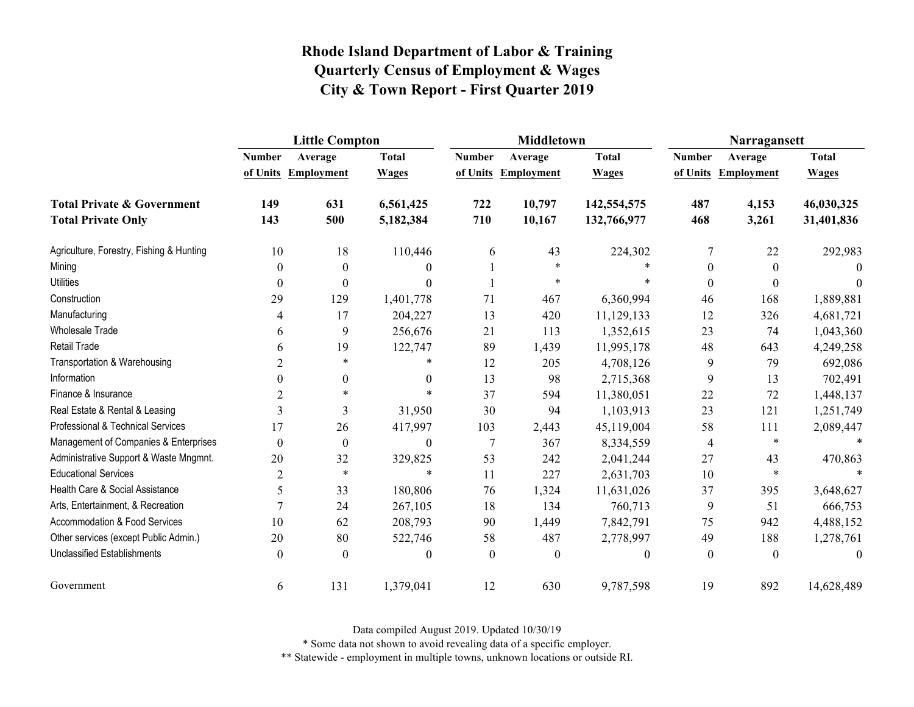# Rhode Island Department of Labor & Training
## Quarterly Census of Employment & Wages
## City & Town Report - First Quarter 2019

| | Little Compton | | | Middletown | | | Narragansett | | |
|---|---|---|---|---|---|---|---|---|---|
| | Number of Units | Average Employment | Total Wages | Number of Units | Average Employment | Total Wages | Number of Units | Average Employment | Total Wages |
| **Total Private & Government** | **149** | **631** | **6,561,425** | **722** | **10,797** | **142,554,575** | **487** | **4,153** | **46,030,325** |
| **Total Private Only** | **143** | **500** | **5,182,384** | **710** | **10,167** | **132,766,977** | **468** | **3,261** | **31,401,836** |
| Agriculture, Forestry, Fishing & Hunting | 10 | 18 | 110,446 | 6 | 43 | 224,302 | 7 | 22 | 292,983 |
| Mining | 0 | 0 | 0 | 1 | * | * | 0 | 0 | 0 |
| Utilities | 0 | 0 | 0 | 1 | * | * | 0 | 0 | 0 |
| Construction | 29 | 129 | 1,401,778 | 71 | 467 | 6,360,994 | 46 | 168 | 1,889,881 |
| Manufacturing | 4 | 17 | 204,227 | 13 | 420 | 11,129,133 | 12 | 326 | 4,681,721 |
| Wholesale Trade | 6 | 9 | 256,676 | 21 | 113 | 1,352,615 | 23 | 74 | 1,043,360 |
| Retail Trade | 6 | 19 | 122,747 | 89 | 1,439 | 11,995,178 | 48 | 643 | 4,249,258 |
| Transportation & Warehousing | 2 | * | * | 12 | 205 | 4,708,126 | 9 | 79 | 692,086 |
| Information | 0 | 0 | 0 | 13 | 98 | 2,715,368 | 9 | 13 | 702,491 |
| Finance & Insurance | 2 | * | * | 37 | 594 | 11,380,051 | 22 | 72 | 1,448,137 |
| Real Estate & Rental & Leasing | 3 | 3 | 31,950 | 30 | 94 | 1,103,913 | 23 | 121 | 1,251,749 |
| Professional & Technical Services | 17 | 26 | 417,997 | 103 | 2,443 | 45,119,004 | 58 | 111 | 2,089,447 |
| Management of Companies & Enterprises | 0 | 0 | 0 | 7 | 367 | 8,334,559 | 4 | * | * |
| Administrative Support & Waste Mngmnt. | 20 | 32 | 329,825 | 53 | 242 | 2,041,244 | 27 | 43 | 470,863 |
| Educational Services | 2 | * | * | 11 | 227 | 2,631,703 | 10 | * | * |
| Health Care & Social Assistance | 5 | 33 | 180,806 | 76 | 1,324 | 11,631,026 | 37 | 395 | 3,648,627 |
| Arts, Entertainment, & Recreation | 7 | 24 | 267,105 | 18 | 134 | 760,713 | 9 | 51 | 666,753 |
| Accommodation & Food Services | 10 | 62 | 208,793 | 90 | 1,449 | 7,842,791 | 75 | 942 | 4,488,152 |
| Other services (except Public Admin.) | 20 | 80 | 522,746 | 58 | 487 | 2,778,997 | 49 | 188 | 1,278,761 |
| Unclassified Establishments | 0 | 0 | 0 | 0 | 0 | 0 | 0 | 0 | 0 |
| Government | 6 | 131 | 1,379,041 | 12 | 630 | 9,787,598 | 19 | 892 | 14,628,489 |

Data compiled August 2019. Updated 10/30/19

* Some data not shown to avoid revealing data of a specific employer.

** Statewide - employment in multiple towns, unknown locations or outside RI.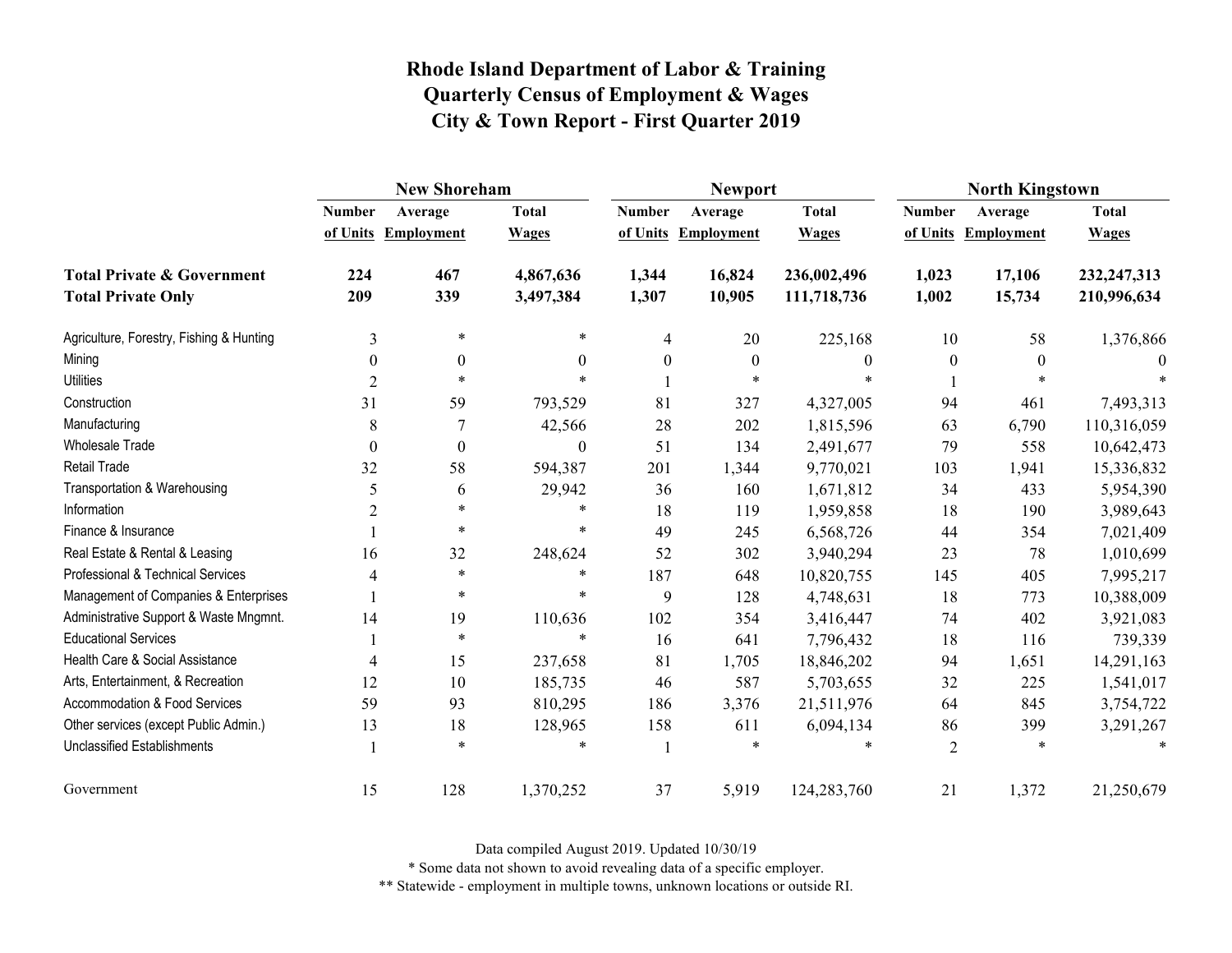# Rhode Island Department of Labor & Training
## Quarterly Census of Employment & Wages
## City & Town Report - First Quarter 2019

| | New Shoreham | | | Newport | | | North Kingstown | | |
|---|---|---|---|---|---|---|---|---|---|
| | Number of Units | Average Employment | Total Wages | Number of Units | Average Employment | Total Wages | Number of Units | Average Employment | Total Wages |
| **Total Private & Government** | **224** | **467** | **4,867,636** | **1,344** | **16,824** | **236,002,496** | **1,023** | **17,106** | **232,247,313** |
| **Total Private Only** | **209** | **339** | **3,497,384** | **1,307** | **10,905** | **111,718,736** | **1,002** | **15,734** | **210,996,634** |
| Agriculture, Forestry, Fishing & Hunting | 3 | * | * | 4 | 20 | 225,168 | 10 | 58 | 1,376,866 |
| Mining | 0 | 0 | 0 | 0 | 0 | 0 | 0 | 0 | 0 |
| Utilities | 2 | * | * | 1 | * | * | 1 | * | * |
| Construction | 31 | 59 | 793,529 | 81 | 327 | 4,327,005 | 94 | 461 | 7,493,313 |
| Manufacturing | 8 | 7 | 42,566 | 28 | 202 | 1,815,596 | 63 | 6,790 | 110,316,059 |
| Wholesale Trade | 0 | 0 | 0 | 51 | 134 | 2,491,677 | 79 | 558 | 10,642,473 |
| Retail Trade | 32 | 58 | 594,387 | 201 | 1,344 | 9,770,021 | 103 | 1,941 | 15,336,832 |
| Transportation & Warehousing | 5 | 6 | 29,942 | 36 | 160 | 1,671,812 | 34 | 433 | 5,954,390 |
| Information | 2 | * | * | 18 | 119 | 1,959,858 | 18 | 190 | 3,989,643 |
| Finance & Insurance | 1 | * | * | 49 | 245 | 6,568,726 | 44 | 354 | 7,021,409 |
| Real Estate & Rental & Leasing | 16 | 32 | 248,624 | 52 | 302 | 3,940,294 | 23 | 78 | 1,010,699 |
| Professional & Technical Services | 4 | * | * | 187 | 648 | 10,820,755 | 145 | 405 | 7,995,217 |
| Management of Companies & Enterprises | 1 | * | * | 9 | 128 | 4,748,631 | 18 | 773 | 10,388,009 |
| Administrative Support & Waste Mngmnt. | 14 | 19 | 110,636 | 102 | 354 | 3,416,447 | 74 | 402 | 3,921,083 |
| Educational Services | 1 | * | * | 16 | 641 | 7,796,432 | 18 | 116 | 739,339 |
| Health Care & Social Assistance | 4 | 15 | 237,658 | 81 | 1,705 | 18,846,202 | 94 | 1,651 | 14,291,163 |
| Arts, Entertainment, & Recreation | 12 | 10 | 185,735 | 46 | 587 | 5,703,655 | 32 | 225 | 1,541,017 |
| Accommodation & Food Services | 59 | 93 | 810,295 | 186 | 3,376 | 21,511,976 | 64 | 845 | 3,754,722 |
| Other services (except Public Admin.) | 13 | 18 | 128,965 | 158 | 611 | 6,094,134 | 86 | 399 | 3,291,267 |
| Unclassified Establishments | 1 | * | * | 1 | * | * | 2 | * | * |
| Government | 15 | 128 | 1,370,252 | 37 | 5,919 | 124,283,760 | 21 | 1,372 | 21,250,679 |

Data compiled August 2019. Updated 10/30/19

* Some data not shown to avoid revealing data of a specific employer.

** Statewide - employment in multiple towns, unknown locations or outside RI.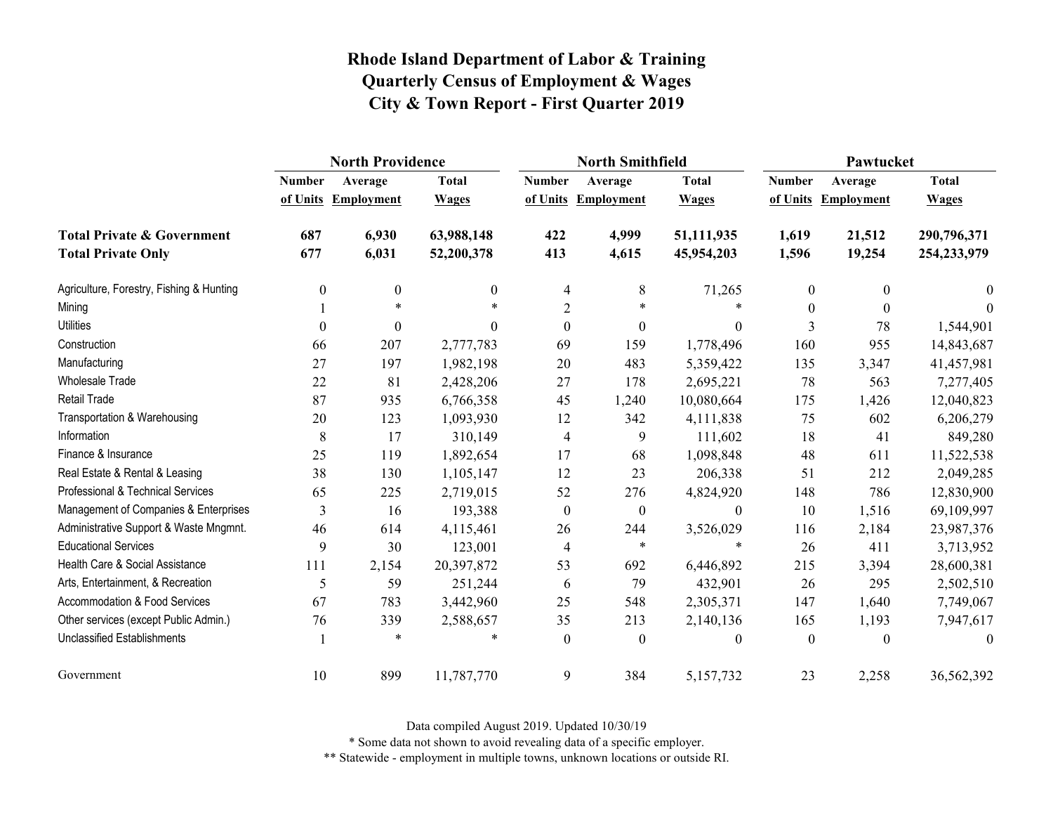# Rhode Island Department of Labor & Training
# Quarterly Census of Employment & Wages
# City & Town Report - First Quarter 2019

| | North Providence | | | North Smithfield | | | Pawtucket | | |
|---|---|---|---|---|---|---|---|---|---|
| | Number of Units | Average Employment | Total Wages | Number of Units | Average Employment | Total Wages | Number of Units | Average Employment | Total Wages |
| **Total Private & Government** | **687** | **6,930** | **63,988,148** | **422** | **4,999** | **51,111,935** | **1,619** | **21,512** | **290,796,371** |
| **Total Private Only** | **677** | **6,031** | **52,200,378** | **413** | **4,615** | **45,954,203** | **1,596** | **19,254** | **254,233,979** |
| Agriculture, Forestry, Fishing & Hunting | 0 | 0 | 0 | 4 | 8 | 71,265 | 0 | 0 | 0 |
| Mining | 1 | * | * | 2 | * | * | 0 | 0 | 0 |
| Utilities | 0 | 0 | 0 | 0 | 0 | 0 | 3 | 78 | 1,544,901 |
| Construction | 66 | 207 | 2,777,783 | 69 | 159 | 1,778,496 | 160 | 955 | 14,843,687 |
| Manufacturing | 27 | 197 | 1,982,198 | 20 | 483 | 5,359,422 | 135 | 3,347 | 41,457,981 |
| Wholesale Trade | 22 | 81 | 2,428,206 | 27 | 178 | 2,695,221 | 78 | 563 | 7,277,405 |
| Retail Trade | 87 | 935 | 6,766,358 | 45 | 1,240 | 10,080,664 | 175 | 1,426 | 12,040,823 |
| Transportation & Warehousing | 20 | 123 | 1,093,930 | 12 | 342 | 4,111,838 | 75 | 602 | 6,206,279 |
| Information | 8 | 17 | 310,149 | 4 | 9 | 111,602 | 18 | 41 | 849,280 |
| Finance & Insurance | 25 | 119 | 1,892,654 | 17 | 68 | 1,098,848 | 48 | 611 | 11,522,538 |
| Real Estate & Rental & Leasing | 38 | 130 | 1,105,147 | 12 | 23 | 206,338 | 51 | 212 | 2,049,285 |
| Professional & Technical Services | 65 | 225 | 2,719,015 | 52 | 276 | 4,824,920 | 148 | 786 | 12,830,900 |
| Management of Companies & Enterprises | 3 | 16 | 193,388 | 0 | 0 | 0 | 10 | 1,516 | 69,109,997 |
| Administrative Support & Waste Mngmnt. | 46 | 614 | 4,115,461 | 26 | 244 | 3,526,029 | 116 | 2,184 | 23,987,376 |
| Educational Services | 9 | 30 | 123,001 | 4 | * | * | 26 | 411 | 3,713,952 |
| Health Care & Social Assistance | 111 | 2,154 | 20,397,872 | 53 | 692 | 6,446,892 | 215 | 3,394 | 28,600,381 |
| Arts, Entertainment, & Recreation | 5 | 59 | 251,244 | 6 | 79 | 432,901 | 26 | 295 | 2,502,510 |
| Accommodation & Food Services | 67 | 783 | 3,442,960 | 25 | 548 | 2,305,371 | 147 | 1,640 | 7,749,067 |
| Other services (except Public Admin.) | 76 | 339 | 2,588,657 | 35 | 213 | 2,140,136 | 165 | 1,193 | 7,947,617 |
| Unclassified Establishments | 1 | * | * | 0 | 0 | 0 | 0 | 0 | 0 |
| Government | 10 | 899 | 11,787,770 | 9 | 384 | 5,157,732 | 23 | 2,258 | 36,562,392 |

Data compiled August 2019. Updated 10/30/19

* Some data not shown to avoid revealing data of a specific employer.

** Statewide - employment in multiple towns, unknown locations or outside RI.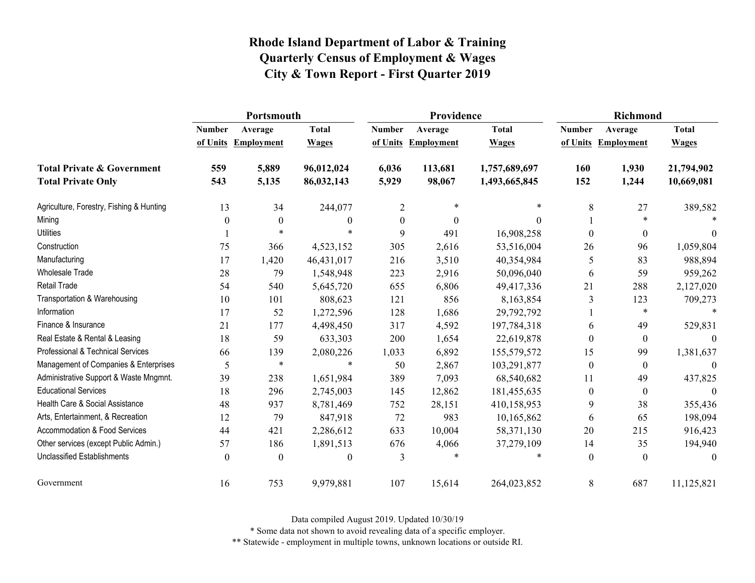# Rhode Island Department of Labor & Training
## Quarterly Census of Employment & Wages
## City & Town Report - First Quarter 2019

| | Portsmouth | | | Providence | | | Richmond | | |
|---|---|---|---|---|---|---|---|---|---|
| | Number of Units | Average Employment | Total Wages | Number of Units | Average Employment | Total Wages | Number of Units | Average Employment | Total Wages |
| **Total Private & Government** | **559** | **5,889** | **96,012,024** | **6,036** | **113,681** | **1,757,689,697** | **160** | **1,930** | **21,794,902** |
| **Total Private Only** | **543** | **5,135** | **86,032,143** | **5,929** | **98,067** | **1,493,665,845** | **152** | **1,244** | **10,669,081** |
| Agriculture, Forestry, Fishing & Hunting | 13 | 34 | 244,077 | 2 | * | * | 8 | 27 | 389,582 |
| Mining | 0 | 0 | 0 | 0 | 0 | 0 | 1 | * | * |
| Utilities | 1 | * | * | 9 | 491 | 16,908,258 | 0 | 0 | 0 |
| Construction | 75 | 366 | 4,523,152 | 305 | 2,616 | 53,516,004 | 26 | 96 | 1,059,804 |
| Manufacturing | 17 | 1,420 | 46,431,017 | 216 | 3,510 | 40,354,984 | 5 | 83 | 988,894 |
| Wholesale Trade | 28 | 79 | 1,548,948 | 223 | 2,916 | 50,096,040 | 6 | 59 | 959,262 |
| Retail Trade | 54 | 540 | 5,645,720 | 655 | 6,806 | 49,417,336 | 21 | 288 | 2,127,020 |
| Transportation & Warehousing | 10 | 101 | 808,623 | 121 | 856 | 8,163,854 | 3 | 123 | 709,273 |
| Information | 17 | 52 | 1,272,596 | 128 | 1,686 | 29,792,792 | 1 | * | * |
| Finance & Insurance | 21 | 177 | 4,498,450 | 317 | 4,592 | 197,784,318 | 6 | 49 | 529,831 |
| Real Estate & Rental & Leasing | 18 | 59 | 633,303 | 200 | 1,654 | 22,619,878 | 0 | 0 | 0 |
| Professional & Technical Services | 66 | 139 | 2,080,226 | 1,033 | 6,892 | 155,579,572 | 15 | 99 | 1,381,637 |
| Management of Companies & Enterprises | 5 | * | * | 50 | 2,867 | 103,291,877 | 0 | 0 | 0 |
| Administrative Support & Waste Mngmnt. | 39 | 238 | 1,651,984 | 389 | 7,093 | 68,540,682 | 11 | 49 | 437,825 |
| Educational Services | 18 | 296 | 2,745,003 | 145 | 12,862 | 181,455,635 | 0 | 0 | 0 |
| Health Care & Social Assistance | 48 | 937 | 8,781,469 | 752 | 28,151 | 410,158,953 | 9 | 38 | 355,436 |
| Arts, Entertainment, & Recreation | 12 | 79 | 847,918 | 72 | 983 | 10,165,862 | 6 | 65 | 198,094 |
| Accommodation & Food Services | 44 | 421 | 2,286,612 | 633 | 10,004 | 58,371,130 | 20 | 215 | 916,423 |
| Other services (except Public Admin.) | 57 | 186 | 1,891,513 | 676 | 4,066 | 37,279,109 | 14 | 35 | 194,940 |
| Unclassified Establishments | 0 | 0 | 0 | 3 | * | * | 0 | 0 | 0 |
| Government | 16 | 753 | 9,979,881 | 107 | 15,614 | 264,023,852 | 8 | 687 | 11,125,821 |

Data compiled August 2019. Updated 10/30/19

* Some data not shown to avoid revealing data of a specific employer.

** Statewide - employment in multiple towns, unknown locations or outside RI.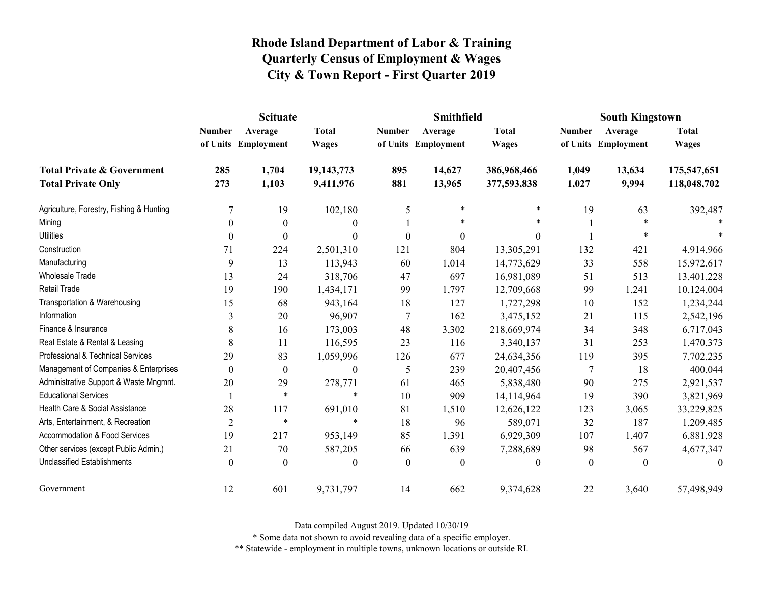# Rhode Island Department of Labor & Training
# Quarterly Census of Employment & Wages
# City & Town Report - First Quarter 2019

| | Scituate | | | Smithfield | | | South Kingstown | | |
|---|---|---|---|---|---|---|---|---|---|
| | Number of Units | Average Employment | Total Wages | Number of Units | Average Employment | Total Wages | Number of Units | Average Employment | Total Wages |
| **Total Private & Government** | **285** | **1,704** | **19,143,773** | **895** | **14,627** | **386,968,466** | **1,049** | **13,634** | **175,547,651** |
| **Total Private Only** | **273** | **1,103** | **9,411,976** | **881** | **13,965** | **377,593,838** | **1,027** | **9,994** | **118,048,702** |
| Agriculture, Forestry, Fishing & Hunting | 7 | 19 | 102,180 | 5 | * | * | 19 | 63 | 392,487 |
| Mining | 0 | 0 | 0 | 1 | * | * | 1 | * | * |
| Utilities | 0 | 0 | 0 | 0 | 0 | 0 | 1 | * | * |
| Construction | 71 | 224 | 2,501,310 | 121 | 804 | 13,305,291 | 132 | 421 | 4,914,966 |
| Manufacturing | 9 | 13 | 113,943 | 60 | 1,014 | 14,773,629 | 33 | 558 | 15,972,617 |
| Wholesale Trade | 13 | 24 | 318,706 | 47 | 697 | 16,981,089 | 51 | 513 | 13,401,228 |
| Retail Trade | 19 | 190 | 1,434,171 | 99 | 1,797 | 12,709,668 | 99 | 1,241 | 10,124,004 |
| Transportation & Warehousing | 15 | 68 | 943,164 | 18 | 127 | 1,727,298 | 10 | 152 | 1,234,244 |
| Information | 3 | 20 | 96,907 | 7 | 162 | 3,475,152 | 21 | 115 | 2,542,196 |
| Finance & Insurance | 8 | 16 | 173,003 | 48 | 3,302 | 218,669,974 | 34 | 348 | 6,717,043 |
| Real Estate & Rental & Leasing | 8 | 11 | 116,595 | 23 | 116 | 3,340,137 | 31 | 253 | 1,470,373 |
| Professional & Technical Services | 29 | 83 | 1,059,996 | 126 | 677 | 24,634,356 | 119 | 395 | 7,702,235 |
| Management of Companies & Enterprises | 0 | 0 | 0 | 5 | 239 | 20,407,456 | 7 | 18 | 400,044 |
| Administrative Support & Waste Mngmnt. | 20 | 29 | 278,771 | 61 | 465 | 5,838,480 | 90 | 275 | 2,921,537 |
| Educational Services | 1 | * | * | 10 | 909 | 14,114,964 | 19 | 390 | 3,821,969 |
| Health Care & Social Assistance | 28 | 117 | 691,010 | 81 | 1,510 | 12,626,122 | 123 | 3,065 | 33,229,825 |
| Arts, Entertainment, & Recreation | 2 | * | * | 18 | 96 | 589,071 | 32 | 187 | 1,209,485 |
| Accommodation & Food Services | 19 | 217 | 953,149 | 85 | 1,391 | 6,929,309 | 107 | 1,407 | 6,881,928 |
| Other services (except Public Admin.) | 21 | 70 | 587,205 | 66 | 639 | 7,288,689 | 98 | 567 | 4,677,347 |
| Unclassified Establishments | 0 | 0 | 0 | 0 | 0 | 0 | 0 | 0 | 0 |
| Government | 12 | 601 | 9,731,797 | 14 | 662 | 9,374,628 | 22 | 3,640 | 57,498,949 |

Data compiled August 2019. Updated 10/30/19

* Some data not shown to avoid revealing data of a specific employer.

** Statewide - employment in multiple towns, unknown locations or outside RI.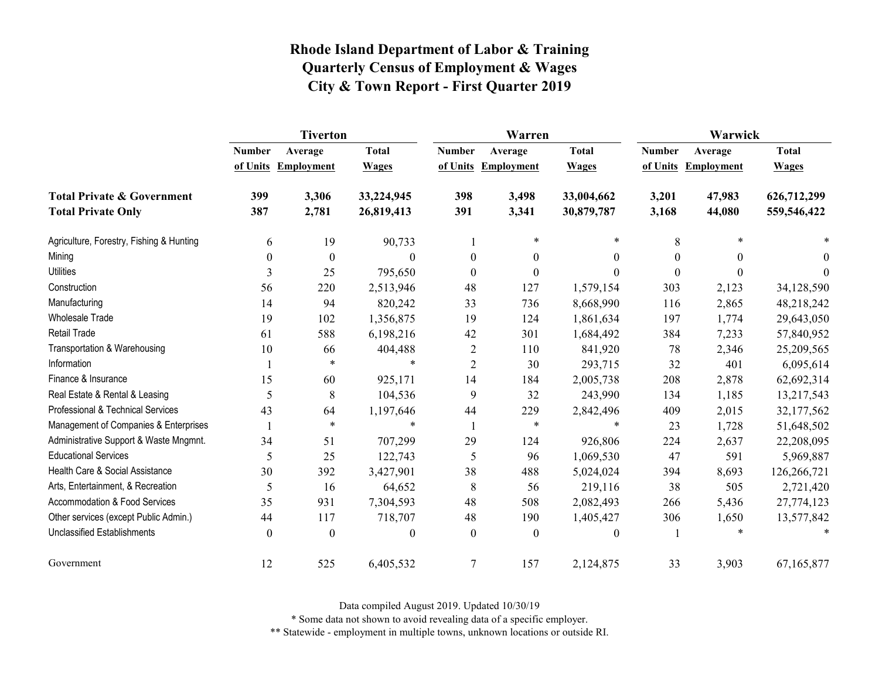# Rhode Island Department of Labor & Training
# Quarterly Census of Employment & Wages
# City & Town Report - First Quarter 2019

| | Tiverton | | | Warren | | | Warwick | | |
|---|---|---|---|---|---|---|---|---|---|
| | Number of Units | Average Employment | Total Wages | Number of Units | Average Employment | Total Wages | Number of Units | Average Employment | Total Wages |
| **Total Private & Government** | **399** | **3,306** | **33,224,945** | **398** | **3,498** | **33,004,662** | **3,201** | **47,983** | **626,712,299** |
| **Total Private Only** | **387** | **2,781** | **26,819,413** | **391** | **3,341** | **30,879,787** | **3,168** | **44,080** | **559,546,422** |
| Agriculture, Forestry, Fishing & Hunting | 6 | 19 | 90,733 | 1 | * | * | 8 | * | * |
| Mining | 0 | 0 | 0 | 0 | 0 | 0 | 0 | 0 | 0 |
| Utilities | 3 | 25 | 795,650 | 0 | 0 | 0 | 0 | 0 | 0 |
| Construction | 56 | 220 | 2,513,946 | 48 | 127 | 1,579,154 | 303 | 2,123 | 34,128,590 |
| Manufacturing | 14 | 94 | 820,242 | 33 | 736 | 8,668,990 | 116 | 2,865 | 48,218,242 |
| Wholesale Trade | 19 | 102 | 1,356,875 | 19 | 124 | 1,861,634 | 197 | 1,774 | 29,643,050 |
| Retail Trade | 61 | 588 | 6,198,216 | 42 | 301 | 1,684,492 | 384 | 7,233 | 57,840,952 |
| Transportation & Warehousing | 10 | 66 | 404,488 | 2 | 110 | 841,920 | 78 | 2,346 | 25,209,565 |
| Information | 1 | * | * | 2 | 30 | 293,715 | 32 | 401 | 6,095,614 |
| Finance & Insurance | 15 | 60 | 925,171 | 14 | 184 | 2,005,738 | 208 | 2,878 | 62,692,314 |
| Real Estate & Rental & Leasing | 5 | 8 | 104,536 | 9 | 32 | 243,990 | 134 | 1,185 | 13,217,543 |
| Professional & Technical Services | 43 | 64 | 1,197,646 | 44 | 229 | 2,842,496 | 409 | 2,015 | 32,177,562 |
| Management of Companies & Enterprises | 1 | * | * | 1 | * | * | 23 | 1,728 | 51,648,502 |
| Administrative Support & Waste Mngmnt. | 34 | 51 | 707,299 | 29 | 124 | 926,806 | 224 | 2,637 | 22,208,095 |
| Educational Services | 5 | 25 | 122,743 | 5 | 96 | 1,069,530 | 47 | 591 | 5,969,887 |
| Health Care & Social Assistance | 30 | 392 | 3,427,901 | 38 | 488 | 5,024,024 | 394 | 8,693 | 126,266,721 |
| Arts, Entertainment, & Recreation | 5 | 16 | 64,652 | 8 | 56 | 219,116 | 38 | 505 | 2,721,420 |
| Accommodation & Food Services | 35 | 931 | 7,304,593 | 48 | 508 | 2,082,493 | 266 | 5,436 | 27,774,123 |
| Other services (except Public Admin.) | 44 | 117 | 718,707 | 48 | 190 | 1,405,427 | 306 | 1,650 | 13,577,842 |
| Unclassified Establishments | 0 | 0 | 0 | 0 | 0 | 0 | 1 | * | * |
| Government | 12 | 525 | 6,405,532 | 7 | 157 | 2,124,875 | 33 | 3,903 | 67,165,877 |

Data compiled August 2019. Updated 10/30/19

* Some data not shown to avoid revealing data of a specific employer.

** Statewide - employment in multiple towns, unknown locations or outside RI.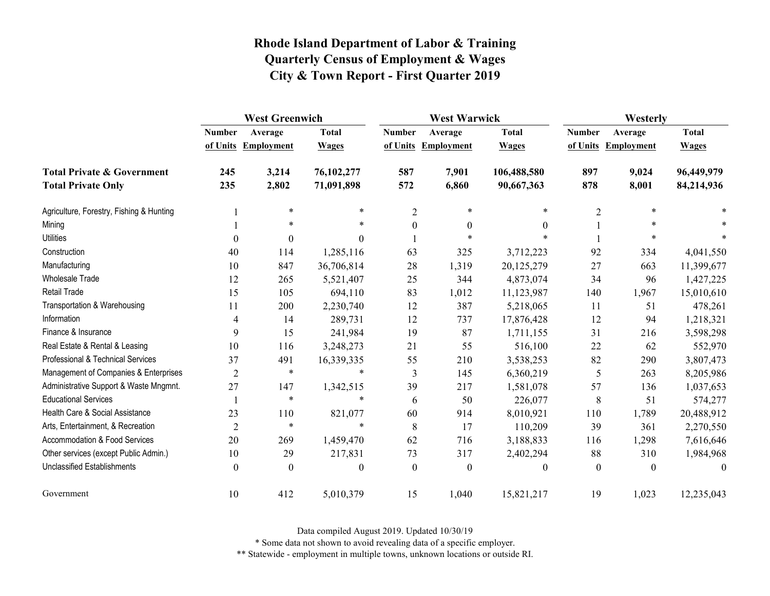# Rhode Island Department of Labor & Training
# Quarterly Census of Employment & Wages
# City & Town Report - First Quarter 2019

| | West Greenwich | | | West Warwick | | | Westerly | | |
|---|---|---|---|---|---|---|---|---|---|
| | Number of Units | Average Employment | Total Wages | Number of Units | Average Employment | Total Wages | Number of Units | Average Employment | Total Wages |
| **Total Private & Government** | **245** | **3,214** | **76,102,277** | **587** | **7,901** | **106,488,580** | **897** | **9,024** | **96,449,979** |
| **Total Private Only** | **235** | **2,802** | **71,091,898** | **572** | **6,860** | **90,667,363** | **878** | **8,001** | **84,214,936** |
| Agriculture, Forestry, Fishing & Hunting | 1 | * | * | 2 | * | * | 2 | * | * |
| Mining | 1 | * | * | 0 | 0 | 0 | 1 | * | * |
| Utilities | 0 | 0 | 0 | 1 | * | * | 1 | * | * |
| Construction | 40 | 114 | 1,285,116 | 63 | 325 | 3,712,223 | 92 | 334 | 4,041,550 |
| Manufacturing | 10 | 847 | 36,706,814 | 28 | 1,319 | 20,125,279 | 27 | 663 | 11,399,677 |
| Wholesale Trade | 12 | 265 | 5,521,407 | 25 | 344 | 4,873,074 | 34 | 96 | 1,427,225 |
| Retail Trade | 15 | 105 | 694,110 | 83 | 1,012 | 11,123,987 | 140 | 1,967 | 15,010,610 |
| Transportation & Warehousing | 11 | 200 | 2,230,740 | 12 | 387 | 5,218,065 | 11 | 51 | 478,261 |
| Information | 4 | 14 | 289,731 | 12 | 737 | 17,876,428 | 12 | 94 | 1,218,321 |
| Finance & Insurance | 9 | 15 | 241,984 | 19 | 87 | 1,711,155 | 31 | 216 | 3,598,298 |
| Real Estate & Rental & Leasing | 10 | 116 | 3,248,273 | 21 | 55 | 516,100 | 22 | 62 | 552,970 |
| Professional & Technical Services | 37 | 491 | 16,339,335 | 55 | 210 | 3,538,253 | 82 | 290 | 3,807,473 |
| Management of Companies & Enterprises | 2 | * | * | 3 | 145 | 6,360,219 | 5 | 263 | 8,205,986 |
| Administrative Support & Waste Mngmnt. | 27 | 147 | 1,342,515 | 39 | 217 | 1,581,078 | 57 | 136 | 1,037,653 |
| Educational Services | 1 | * | * | 6 | 50 | 226,077 | 8 | 51 | 574,277 |
| Health Care & Social Assistance | 23 | 110 | 821,077 | 60 | 914 | 8,010,921 | 110 | 1,789 | 20,488,912 |
| Arts, Entertainment, & Recreation | 2 | * | * | 8 | 17 | 110,209 | 39 | 361 | 2,270,550 |
| Accommodation & Food Services | 20 | 269 | 1,459,470 | 62 | 716 | 3,188,833 | 116 | 1,298 | 7,616,646 |
| Other services (except Public Admin.) | 10 | 29 | 217,831 | 73 | 317 | 2,402,294 | 88 | 310 | 1,984,968 |
| Unclassified Establishments | 0 | 0 | 0 | 0 | 0 | 0 | 0 | 0 | 0 |
| Government | 10 | 412 | 5,010,379 | 15 | 1,040 | 15,821,217 | 19 | 1,023 | 12,235,043 |

Data compiled August 2019. Updated 10/30/19

* Some data not shown to avoid revealing data of a specific employer.

** Statewide - employment in multiple towns, unknown locations or outside RI.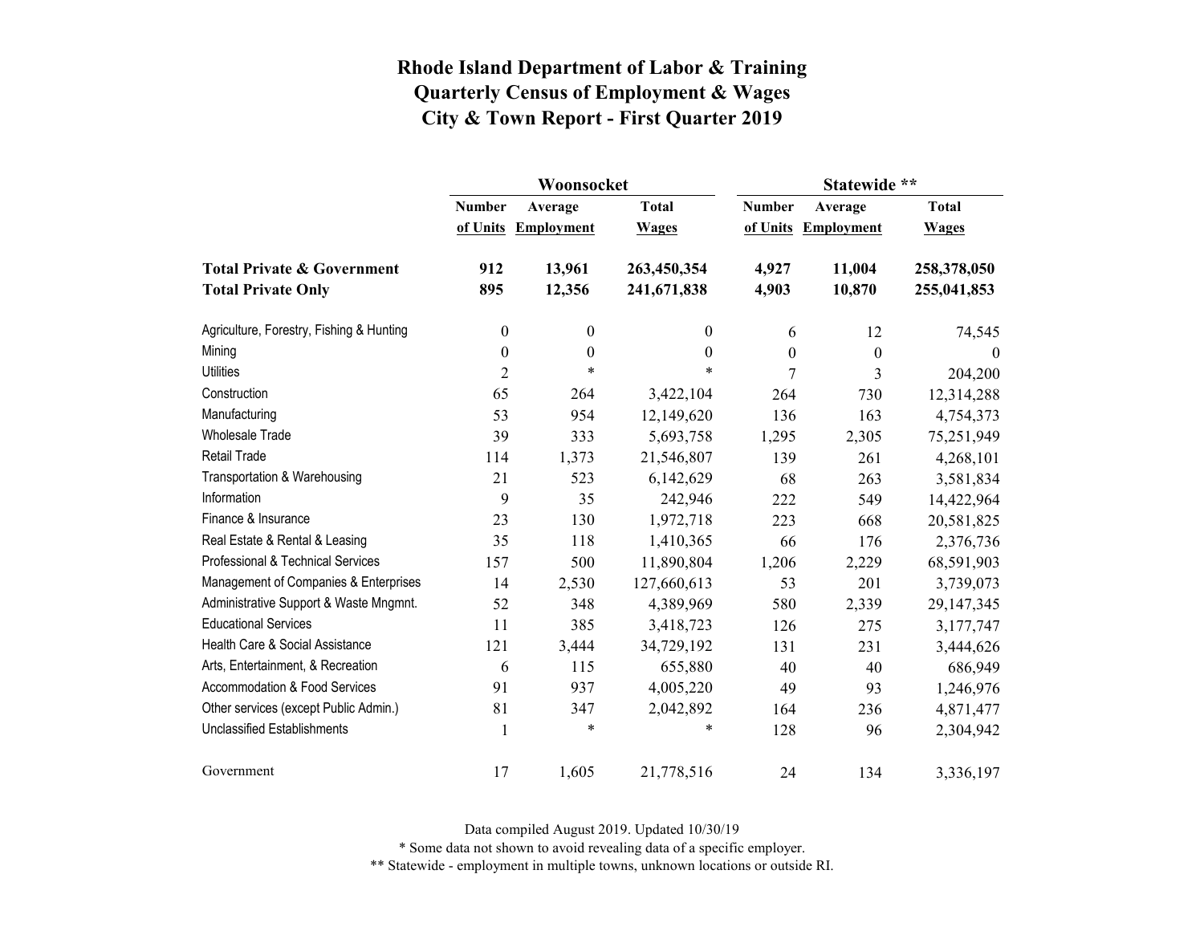# Rhode Island Department of Labor & Training
## Quarterly Census of Employment & Wages
## City & Town Report - First Quarter 2019

| | Woonsocket | | | Statewide ** | | |
|---|---|---|---|---|---|---|
| | Number of Units | Average Employment | Total Wages | Number of Units | Average Employment | Total Wages |
| **Total Private & Government** | **912** | **13,961** | **263,450,354** | **4,927** | **11,004** | **258,378,050** |
| **Total Private Only** | **895** | **12,356** | **241,671,838** | **4,903** | **10,870** | **255,041,853** |
| Agriculture, Forestry, Fishing & Hunting | 0 | 0 | 0 | 6 | 12 | 74,545 |
| Mining | 0 | 0 | 0 | 0 | 0 | 0 |
| Utilities | 2 | * | * | 7 | 3 | 204,200 |
| Construction | 65 | 264 | 3,422,104 | 264 | 730 | 12,314,288 |
| Manufacturing | 53 | 954 | 12,149,620 | 136 | 163 | 4,754,373 |
| Wholesale Trade | 39 | 333 | 5,693,758 | 1,295 | 2,305 | 75,251,949 |
| Retail Trade | 114 | 1,373 | 21,546,807 | 139 | 261 | 4,268,101 |
| Transportation & Warehousing | 21 | 523 | 6,142,629 | 68 | 263 | 3,581,834 |
| Information | 9 | 35 | 242,946 | 222 | 549 | 14,422,964 |
| Finance & Insurance | 23 | 130 | 1,972,718 | 223 | 668 | 20,581,825 |
| Real Estate & Rental & Leasing | 35 | 118 | 1,410,365 | 66 | 176 | 2,376,736 |
| Professional & Technical Services | 157 | 500 | 11,890,804 | 1,206 | 2,229 | 68,591,903 |
| Management of Companies & Enterprises | 14 | 2,530 | 127,660,613 | 53 | 201 | 3,739,073 |
| Administrative Support & Waste Mngmnt. | 52 | 348 | 4,389,969 | 580 | 2,339 | 29,147,345 |
| Educational Services | 11 | 385 | 3,418,723 | 126 | 275 | 3,177,747 |
| Health Care & Social Assistance | 121 | 3,444 | 34,729,192 | 131 | 231 | 3,444,626 |
| Arts, Entertainment, & Recreation | 6 | 115 | 655,880 | 40 | 40 | 686,949 |
| Accommodation & Food Services | 91 | 937 | 4,005,220 | 49 | 93 | 1,246,976 |
| Other services (except Public Admin.) | 81 | 347 | 2,042,892 | 164 | 236 | 4,871,477 |
| Unclassified Establishments | 1 | * | * | 128 | 96 | 2,304,942 |
| Government | 17 | 1,605 | 21,778,516 | 24 | 134 | 3,336,197 |

Data compiled August 2019. Updated 10/30/19

* Some data not shown to avoid revealing data of a specific employer.

** Statewide - employment in multiple towns, unknown locations or outside RI.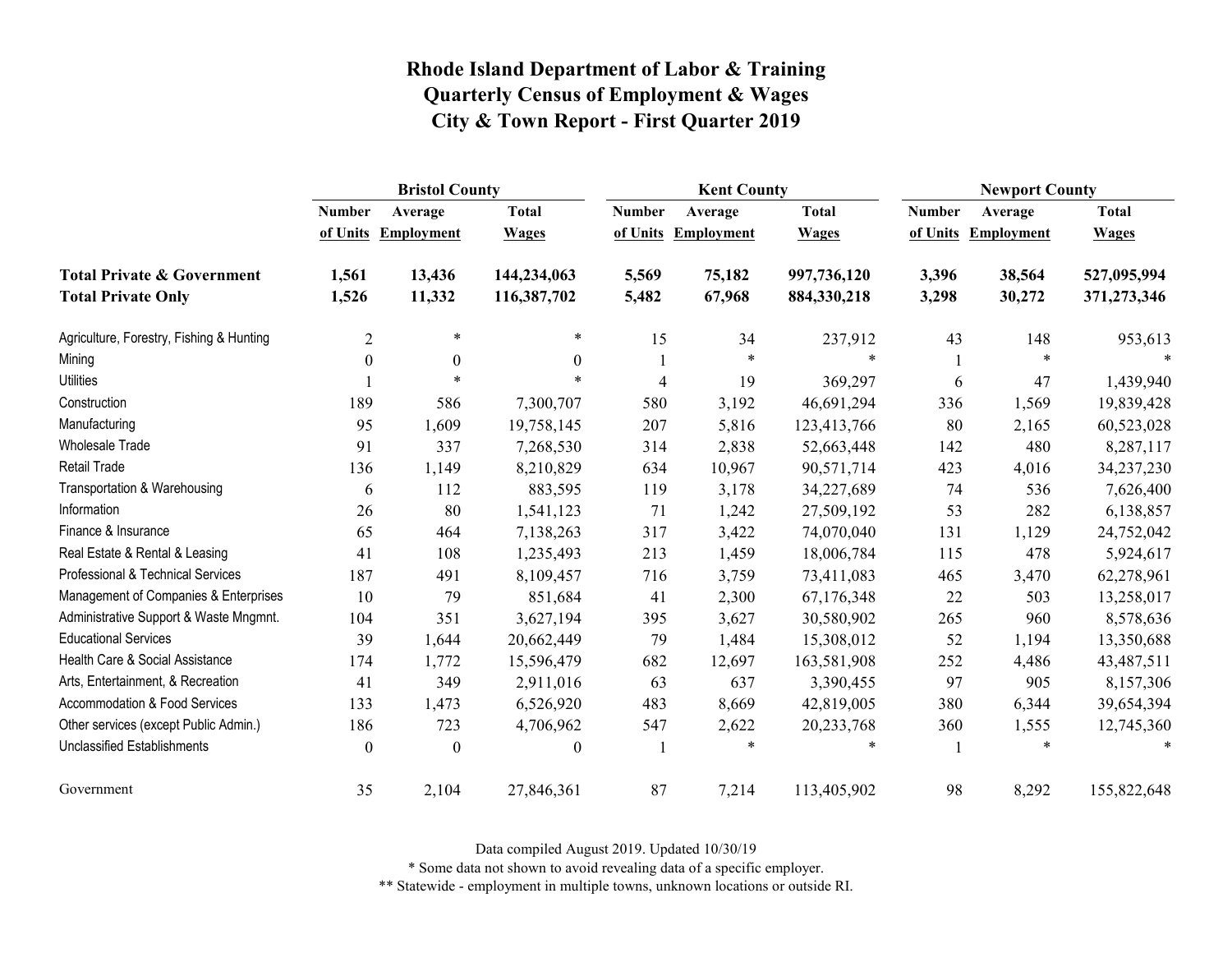# Rhode Island Department of Labor & Training
# Quarterly Census of Employment & Wages
# City & Town Report - First Quarter 2019

| | Bristol County | | | Kent County | | | Newport County | | |
|---|---|---|---|---|---|---|---|---|---|
| | Number of Units | Average Employment | Total Wages | Number of Units | Average Employment | Total Wages | Number of Units | Average Employment | Total Wages |
| **Total Private & Government** | **1,561** | **13,436** | **144,234,063** | **5,569** | **75,182** | **997,736,120** | **3,396** | **38,564** | **527,095,994** |
| **Total Private Only** | **1,526** | **11,332** | **116,387,702** | **5,482** | **67,968** | **884,330,218** | **3,298** | **30,272** | **371,273,346** |
| Agriculture, Forestry, Fishing & Hunting | 2 | * | * | 15 | 34 | 237,912 | 43 | 148 | 953,613 |
| Mining | 0 | 0 | 0 | 1 | * | * | 1 | * | * |
| Utilities | 1 | * | * | 4 | 19 | 369,297 | 6 | 47 | 1,439,940 |
| Construction | 189 | 586 | 7,300,707 | 580 | 3,192 | 46,691,294 | 336 | 1,569 | 19,839,428 |
| Manufacturing | 95 | 1,609 | 19,758,145 | 207 | 5,816 | 123,413,766 | 80 | 2,165 | 60,523,028 |
| Wholesale Trade | 91 | 337 | 7,268,530 | 314 | 2,838 | 52,663,448 | 142 | 480 | 8,287,117 |
| Retail Trade | 136 | 1,149 | 8,210,829 | 634 | 10,967 | 90,571,714 | 423 | 4,016 | 34,237,230 |
| Transportation & Warehousing | 6 | 112 | 883,595 | 119 | 3,178 | 34,227,689 | 74 | 536 | 7,626,400 |
| Information | 26 | 80 | 1,541,123 | 71 | 1,242 | 27,509,192 | 53 | 282 | 6,138,857 |
| Finance & Insurance | 65 | 464 | 7,138,263 | 317 | 3,422 | 74,070,040 | 131 | 1,129 | 24,752,042 |
| Real Estate & Rental & Leasing | 41 | 108 | 1,235,493 | 213 | 1,459 | 18,006,784 | 115 | 478 | 5,924,617 |
| Professional & Technical Services | 187 | 491 | 8,109,457 | 716 | 3,759 | 73,411,083 | 465 | 3,470 | 62,278,961 |
| Management of Companies & Enterprises | 10 | 79 | 851,684 | 41 | 2,300 | 67,176,348 | 22 | 503 | 13,258,017 |
| Administrative Support & Waste Mngmnt. | 104 | 351 | 3,627,194 | 395 | 3,627 | 30,580,902 | 265 | 960 | 8,578,636 |
| Educational Services | 39 | 1,644 | 20,662,449 | 79 | 1,484 | 15,308,012 | 52 | 1,194 | 13,350,688 |
| Health Care & Social Assistance | 174 | 1,772 | 15,596,479 | 682 | 12,697 | 163,581,908 | 252 | 4,486 | 43,487,511 |
| Arts, Entertainment, & Recreation | 41 | 349 | 2,911,016 | 63 | 637 | 3,390,455 | 97 | 905 | 8,157,306 |
| Accommodation & Food Services | 133 | 1,473 | 6,526,920 | 483 | 8,669 | 42,819,005 | 380 | 6,344 | 39,654,394 |
| Other services (except Public Admin.) | 186 | 723 | 4,706,962 | 547 | 2,622 | 20,233,768 | 360 | 1,555 | 12,745,360 |
| Unclassified Establishments | 0 | 0 | 0 | 1 | * | * | 1 | * | * |
| Government | 35 | 2,104 | 27,846,361 | 87 | 7,214 | 113,405,902 | 98 | 8,292 | 155,822,648 |

Data compiled August 2019. Updated 10/30/19

* Some data not shown to avoid revealing data of a specific employer.

** Statewide - employment in multiple towns, unknown locations or outside RI.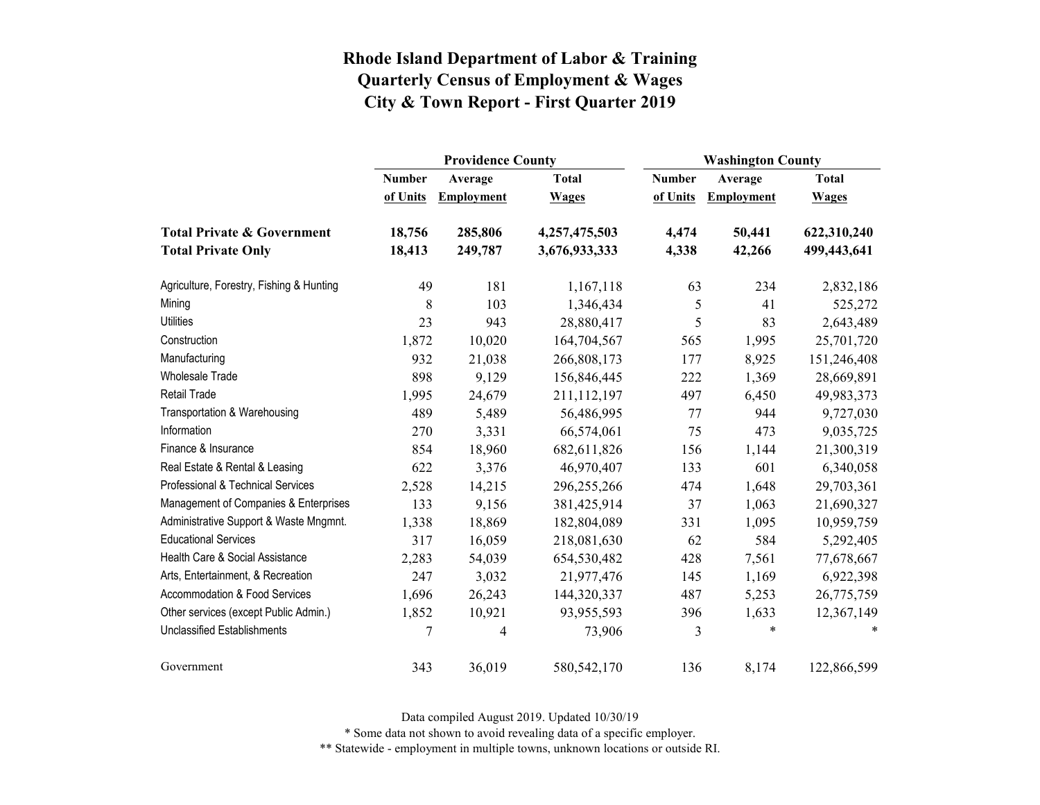# Rhode Island Department of Labor & Training
# Quarterly Census of Employment & Wages
# City & Town Report - First Quarter 2019

| | Providence County | | | Washington County | | |
|---|---|---|---|---|---|---|
| | Number of Units | Average Employment | Total Wages | Number of Units | Average Employment | Total Wages |
| **Total Private & Government** | **18,756** | **285,806** | **4,257,475,503** | **4,474** | **50,441** | **622,310,240** |
| **Total Private Only** | **18,413** | **249,787** | **3,676,933,333** | **4,338** | **42,266** | **499,443,641** |
| Agriculture, Forestry, Fishing & Hunting | 49 | 181 | 1,167,118 | 63 | 234 | 2,832,186 |
| Mining | 8 | 103 | 1,346,434 | 5 | 41 | 525,272 |
| Utilities | 23 | 943 | 28,880,417 | 5 | 83 | 2,643,489 |
| Construction | 1,872 | 10,020 | 164,704,567 | 565 | 1,995 | 25,701,720 |
| Manufacturing | 932 | 21,038 | 266,808,173 | 177 | 8,925 | 151,246,408 |
| Wholesale Trade | 898 | 9,129 | 156,846,445 | 222 | 1,369 | 28,669,891 |
| Retail Trade | 1,995 | 24,679 | 211,112,197 | 497 | 6,450 | 49,983,373 |
| Transportation & Warehousing | 489 | 5,489 | 56,486,995 | 77 | 944 | 9,727,030 |
| Information | 270 | 3,331 | 66,574,061 | 75 | 473 | 9,035,725 |
| Finance & Insurance | 854 | 18,960 | 682,611,826 | 156 | 1,144 | 21,300,319 |
| Real Estate & Rental & Leasing | 622 | 3,376 | 46,970,407 | 133 | 601 | 6,340,058 |
| Professional & Technical Services | 2,528 | 14,215 | 296,255,266 | 474 | 1,648 | 29,703,361 |
| Management of Companies & Enterprises | 133 | 9,156 | 381,425,914 | 37 | 1,063 | 21,690,327 |
| Administrative Support & Waste Mngmnt. | 1,338 | 18,869 | 182,804,089 | 331 | 1,095 | 10,959,759 |
| Educational Services | 317 | 16,059 | 218,081,630 | 62 | 584 | 5,292,405 |
| Health Care & Social Assistance | 2,283 | 54,039 | 654,530,482 | 428 | 7,561 | 77,678,667 |
| Arts, Entertainment, & Recreation | 247 | 3,032 | 21,977,476 | 145 | 1,169 | 6,922,398 |
| Accommodation & Food Services | 1,696 | 26,243 | 144,320,337 | 487 | 5,253 | 26,775,759 |
| Other services (except Public Admin.) | 1,852 | 10,921 | 93,955,593 | 396 | 1,633 | 12,367,149 |
| Unclassified Establishments | 7 | 4 | 73,906 | 3 | * | * |
| Government | 343 | 36,019 | 580,542,170 | 136 | 8,174 | 122,866,599 |

Data compiled August 2019. Updated 10/30/19

* Some data not shown to avoid revealing data of a specific employer.

** Statewide - employment in multiple towns, unknown locations or outside RI.